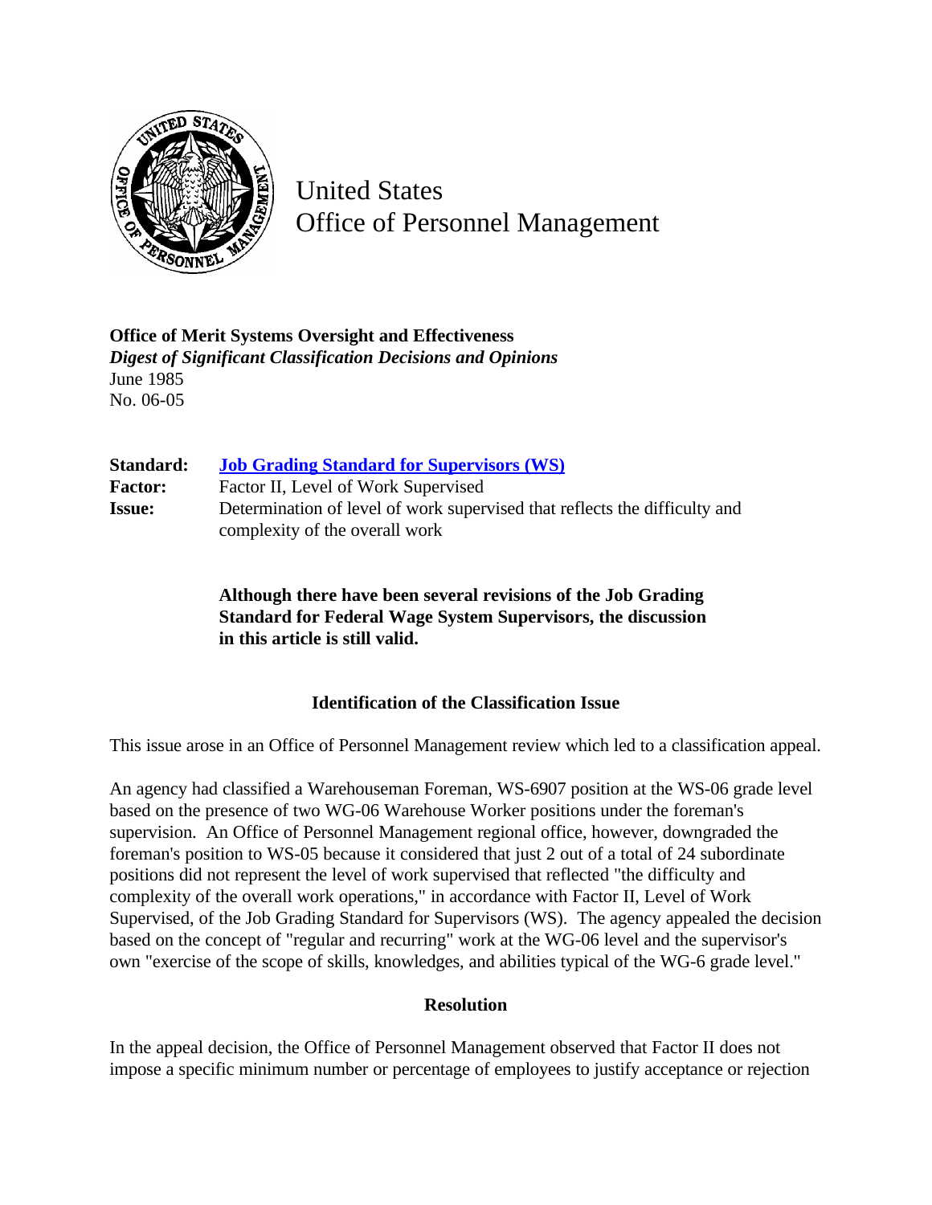United States
Office of Personnel Management

**Office of Merit Systems Oversight and Effectiveness**
***Digest of Significant Classification Decisions and Opinions***
June 1985
No. 06-05

**Standard:** Job Grading Standard for Supervisors (WS)
**Factor:** Factor II, Level of Work Supervised
**Issue:** Determination of level of work supervised that reflects the difficulty and complexity of the overall work

**Although there have been several revisions of the Job Grading Standard for Federal Wage System Supervisors, the discussion in this article is still valid.**

## Identification of the Classification Issue

This issue arose in an Office of Personnel Management review which led to a classification appeal.

An agency had classified a Warehouseman Foreman, WS-6907 position at the WS-06 grade level based on the presence of two WG-06 Warehouse Worker positions under the foreman's supervision. An Office of Personnel Management regional office, however, downgraded the foreman's position to WS-05 because it considered that just 2 out of a total of 24 subordinate positions did not represent the level of work supervised that reflected "the difficulty and complexity of the overall work operations," in accordance with Factor II, Level of Work Supervised, of the Job Grading Standard for Supervisors (WS). The agency appealed the decision based on the concept of "regular and recurring" work at the WG-06 level and the supervisor's own "exercise of the scope of skills, knowledges, and abilities typical of the WG-6 grade level."

## Resolution

In the appeal decision, the Office of Personnel Management observed that Factor II does not impose a specific minimum number or percentage of employees to justify acceptance or rejection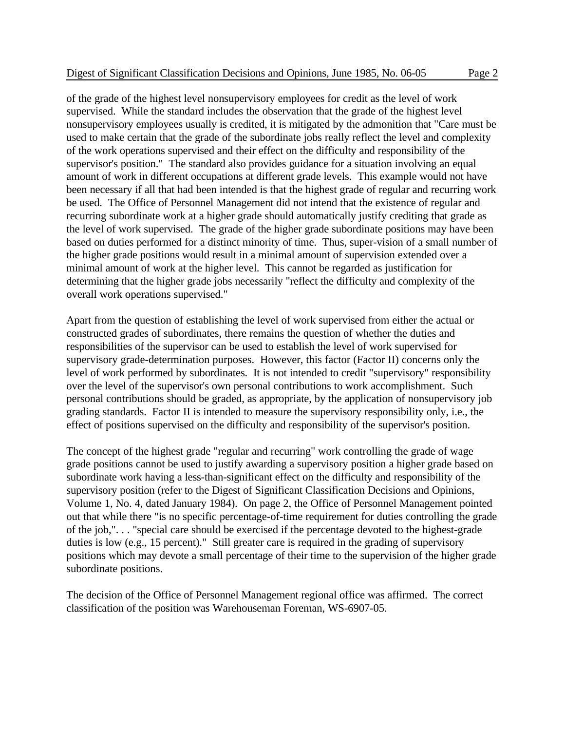of the grade of the highest level nonsupervisory employees for credit as the level of work supervised. While the standard includes the observation that the grade of the highest level nonsupervisory employees usually is credited, it is mitigated by the admonition that "Care must be used to make certain that the grade of the subordinate jobs really reflect the level and complexity of the work operations supervised and their effect on the difficulty and responsibility of the supervisor's position." The standard also provides guidance for a situation involving an equal amount of work in different occupations at different grade levels. This example would not have been necessary if all that had been intended is that the highest grade of regular and recurring work be used. The Office of Personnel Management did not intend that the existence of regular and recurring subordinate work at a higher grade should automatically justify crediting that grade as the level of work supervised. The grade of the higher grade subordinate positions may have been based on duties performed for a distinct minority of time. Thus, super-vision of a small number of the higher grade positions would result in a minimal amount of supervision extended over a minimal amount of work at the higher level. This cannot be regarded as justification for determining that the higher grade jobs necessarily "reflect the difficulty and complexity of the overall work operations supervised."

Apart from the question of establishing the level of work supervised from either the actual or constructed grades of subordinates, there remains the question of whether the duties and responsibilities of the supervisor can be used to establish the level of work supervised for supervisory grade-determination purposes. However, this factor (Factor II) concerns only the level of work performed by subordinates. It is not intended to credit "supervisory" responsibility over the level of the supervisor's own personal contributions to work accomplishment. Such personal contributions should be graded, as appropriate, by the application of nonsupervisory job grading standards. Factor II is intended to measure the supervisory responsibility only, i.e., the effect of positions supervised on the difficulty and responsibility of the supervisor's position.

The concept of the highest grade "regular and recurring" work controlling the grade of wage grade positions cannot be used to justify awarding a supervisory position a higher grade based on subordinate work having a less-than-significant effect on the difficulty and responsibility of the supervisory position (refer to the Digest of Significant Classification Decisions and Opinions, Volume 1, No. 4, dated January 1984). On page 2, the Office of Personnel Management pointed out that while there "is no specific percentage-of-time requirement for duties controlling the grade of the job,". . . "special care should be exercised if the percentage devoted to the highest-grade duties is low (e.g., 15 percent)." Still greater care is required in the grading of supervisory positions which may devote a small percentage of their time to the supervision of the higher grade subordinate positions.

The decision of the Office of Personnel Management regional office was affirmed. The correct classification of the position was Warehouseman Foreman, WS-6907-05.